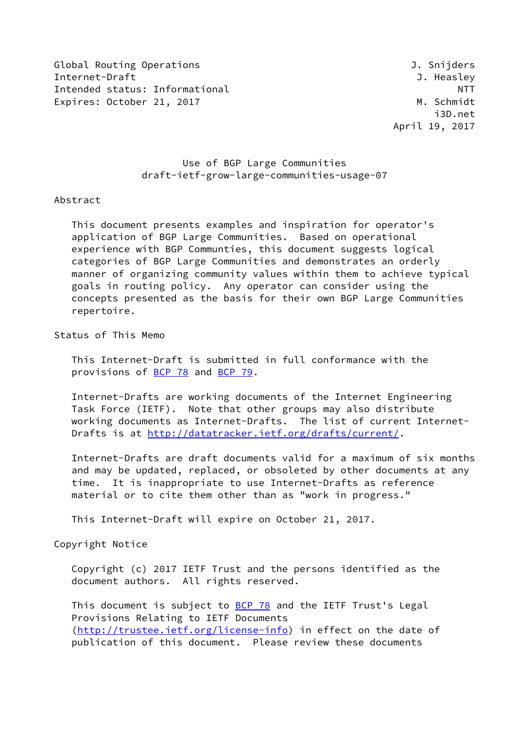Global Routing Operations J. Snijders
Internet-Draft J. Heasley
Intended status: Informational NTT
Expires: October 21, 2017 M. Schmidt
i3D.net
April 19, 2017

# Use of BGP Large Communities
## draft-ietf-grow-large-communities-usage-07

## Abstract

This document presents examples and inspiration for operator's application of BGP Large Communities. Based on operational experience with BGP Communities, this document suggests logical categories of BGP Large Communities and demonstrates an orderly manner of organizing community values within them to achieve typical goals in routing policy. Any operator can consider using the concepts presented as the basis for their own BGP Large Communities repertoire.

## Status of This Memo

This Internet-Draft is submitted in full conformance with the provisions of BCP 78 and BCP 79.

Internet-Drafts are working documents of the Internet Engineering Task Force (IETF). Note that other groups may also distribute working documents as Internet-Drafts. The list of current Internet-Drafts is at http://datatracker.ietf.org/drafts/current/.

Internet-Drafts are draft documents valid for a maximum of six months and may be updated, replaced, or obsoleted by other documents at any time. It is inappropriate to use Internet-Drafts as reference material or to cite them other than as "work in progress."

This Internet-Draft will expire on October 21, 2017.

## Copyright Notice

Copyright (c) 2017 IETF Trust and the persons identified as the document authors. All rights reserved.

This document is subject to BCP 78 and the IETF Trust's Legal Provisions Relating to IETF Documents (http://trustee.ietf.org/license-info) in effect on the date of publication of this document. Please review these documents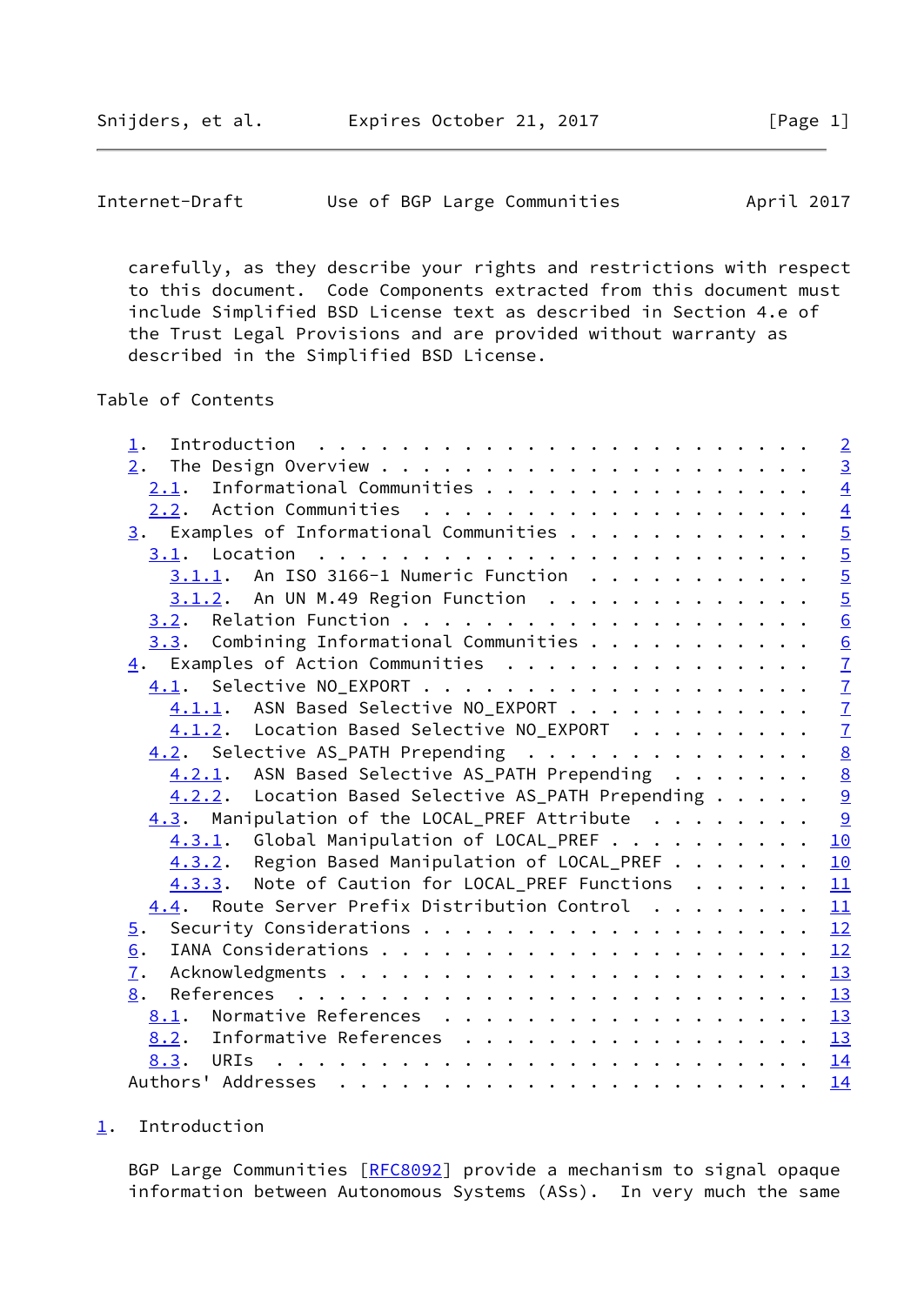carefully, as they describe your rights and restrictions with respect to this document. Code Components extracted from this document must include Simplified BSD License text as described in Section 4.e of the Trust Legal Provisions and are provided without warranty as described in the Simplified BSD License.

Table of Contents

- 1. Introduction . . . . . . . . . . . . . . . . . . . . . . . . 2
- 2. The Design Overview . . . . . . . . . . . . . . . . . . . . . 3
  - 2.1. Informational Communities . . . . . . . . . . . . . . . . . 4
  - 2.2. Action Communities . . . . . . . . . . . . . . . . . . . . 4
- 3. Examples of Informational Communities . . . . . . . . . . . . 5
  - 3.1. Location . . . . . . . . . . . . . . . . . . . . . . . . . 5
    - 3.1.1. An ISO 3166-1 Numeric Function . . . . . . . . . . . 5
    - 3.1.2. An UN M.49 Region Function . . . . . . . . . . . . . 5
  - 3.2. Relation Function . . . . . . . . . . . . . . . . . . . . 6
  - 3.3. Combining Informational Communities . . . . . . . . . . . 6
- 4. Examples of Action Communities . . . . . . . . . . . . . . . 7
  - 4.1. Selective NO_EXPORT . . . . . . . . . . . . . . . . . . . 7
    - 4.1.1. ASN Based Selective NO_EXPORT . . . . . . . . . . . . 7
    - 4.1.2. Location Based Selective NO_EXPORT . . . . . . . . . 7
  - 4.2. Selective AS_PATH Prepending . . . . . . . . . . . . . . 8
    - 4.2.1. ASN Based Selective AS_PATH Prepending . . . . . . . 8
    - 4.2.2. Location Based Selective AS_PATH Prepending . . . . . 9
  - 4.3. Manipulation of the LOCAL_PREF Attribute . . . . . . . . 9
    - 4.3.1. Global Manipulation of LOCAL_PREF . . . . . . . . . . 10
    - 4.3.2. Region Based Manipulation of LOCAL_PREF . . . . . . . 10
    - 4.3.3. Note of Caution for LOCAL_PREF Functions . . . . . . 11
  - 4.4. Route Server Prefix Distribution Control . . . . . . . . 11
- 5. Security Considerations . . . . . . . . . . . . . . . . . . . 12
- 6. IANA Considerations . . . . . . . . . . . . . . . . . . . . . 12
- 7. Acknowledgments . . . . . . . . . . . . . . . . . . . . . . . 13
- 8. References . . . . . . . . . . . . . . . . . . . . . . . . . 13
  - 8.1. Normative References . . . . . . . . . . . . . . . . . . 13
  - 8.2. Informative References . . . . . . . . . . . . . . . . . 13
  - 8.3. URIs . . . . . . . . . . . . . . . . . . . . . . . . . . 14
- Authors' Addresses . . . . . . . . . . . . . . . . . . . . . . . 14

## 1. Introduction

BGP Large Communities [RFC8092] provide a mechanism to signal opaque information between Autonomous Systems (ASs). In very much the same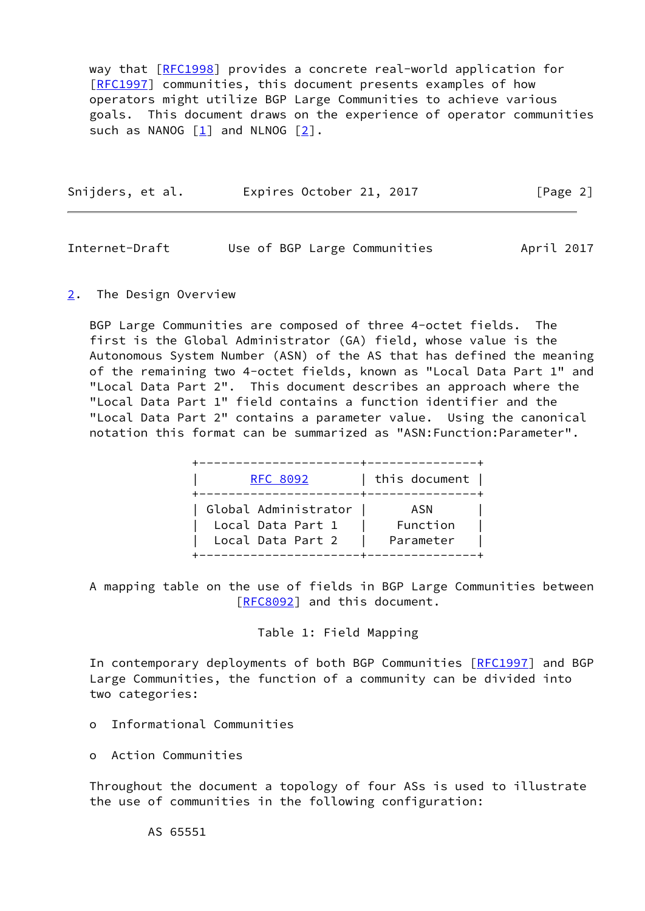way that [RFC1998] provides a concrete real-world application for [RFC1997] communities, this document presents examples of how operators might utilize BGP Large Communities to achieve various goals. This document draws on the experience of operator communities such as NANOG [1] and NLNOG [2].

## 2. The Design Overview

BGP Large Communities are composed of three 4-octet fields. The first is the Global Administrator (GA) field, whose value is the Autonomous System Number (ASN) of the AS that has defined the meaning of the remaining two 4-octet fields, known as "Local Data Part 1" and "Local Data Part 2". This document describes an approach where the "Local Data Part 1" field contains a function identifier and the "Local Data Part 2" contains a parameter value. Using the canonical notation this format can be summarized as "ASN:Function:Parameter".

| RFC 8092 | this document |
| --- | --- |
| Global Administrator | ASN |
| Local Data Part 1 | Function |
| Local Data Part 2 | Parameter |

A mapping table on the use of fields in BGP Large Communities between [RFC8092] and this document.

Table 1: Field Mapping

In contemporary deployments of both BGP Communities [RFC1997] and BGP Large Communities, the function of a community can be divided into two categories:

- Informational Communities
- Action Communities

Throughout the document a topology of four ASs is used to illustrate the use of communities in the following configuration:

```
        AS 65551
```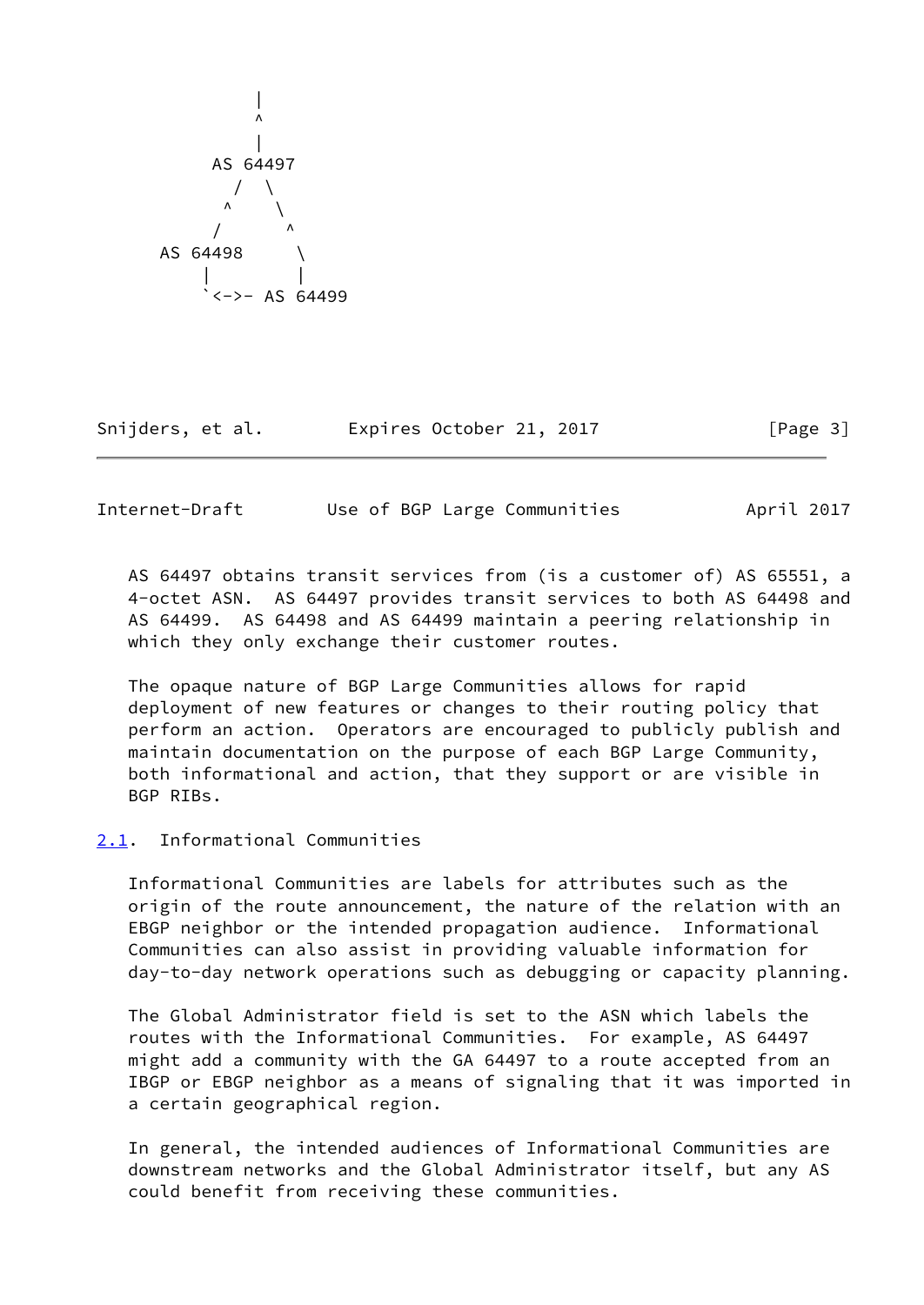```
              |
              ^
              |
          AS 64497
            /  \
           ^    \
          /      ^
     AS 64498     \
         |         |
         `<->- AS 64499
```

AS 64497 obtains transit services from (is a customer of) AS 65551, a 4-octet ASN. AS 64497 provides transit services to both AS 64498 and AS 64499. AS 64498 and AS 64499 maintain a peering relationship in which they only exchange their customer routes.

The opaque nature of BGP Large Communities allows for rapid deployment of new features or changes to their routing policy that perform an action. Operators are encouraged to publicly publish and maintain documentation on the purpose of each BGP Large Community, both informational and action, that they support or are visible in BGP RIBs.

### 2.1. Informational Communities

Informational Communities are labels for attributes such as the origin of the route announcement, the nature of the relation with an EBGP neighbor or the intended propagation audience. Informational Communities can also assist in providing valuable information for day-to-day network operations such as debugging or capacity planning.

The Global Administrator field is set to the ASN which labels the routes with the Informational Communities. For example, AS 64497 might add a community with the GA 64497 to a route accepted from an IBGP or EBGP neighbor as a means of signaling that it was imported in a certain geographical region.

In general, the intended audiences of Informational Communities are downstream networks and the Global Administrator itself, but any AS could benefit from receiving these communities.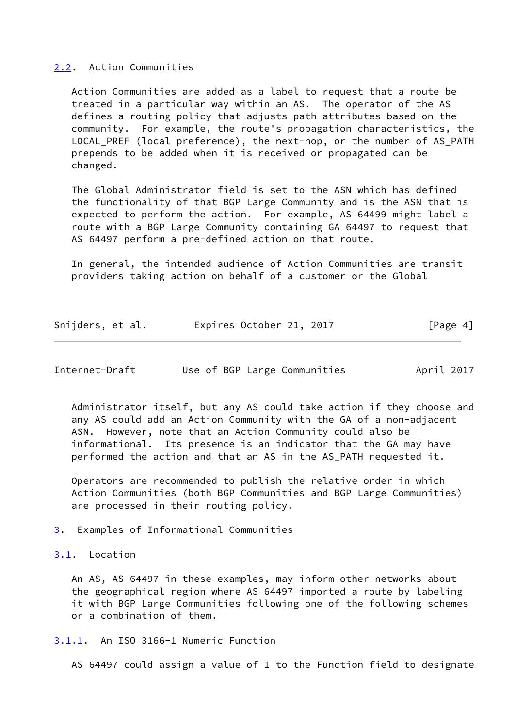### 2.2. Action Communities

Action Communities are added as a label to request that a route be treated in a particular way within an AS. The operator of the AS defines a routing policy that adjusts path attributes based on the community. For example, the route's propagation characteristics, the LOCAL_PREF (local preference), the next-hop, or the number of AS_PATH prepends to be added when it is received or propagated can be changed.

The Global Administrator field is set to the ASN which has defined the functionality of that BGP Large Community and is the ASN that is expected to perform the action. For example, AS 64499 might label a route with a BGP Large Community containing GA 64497 to request that AS 64497 perform a pre-defined action on that route.

In general, the intended audience of Action Communities are transit providers taking action on behalf of a customer or the Global Administrator itself, but any AS could take action if they choose and any AS could add an Action Community with the GA of a non-adjacent ASN. However, note that an Action Community could also be informational. Its presence is an indicator that the GA may have performed the action and that an AS in the AS_PATH requested it.

Operators are recommended to publish the relative order in which Action Communities (both BGP Communities and BGP Large Communities) are processed in their routing policy.

## 3. Examples of Informational Communities

### 3.1. Location

An AS, AS 64497 in these examples, may inform other networks about the geographical region where AS 64497 imported a route by labeling it with BGP Large Communities following one of the following schemes or a combination of them.

#### 3.1.1. An ISO 3166-1 Numeric Function

AS 64497 could assign a value of 1 to the Function field to designate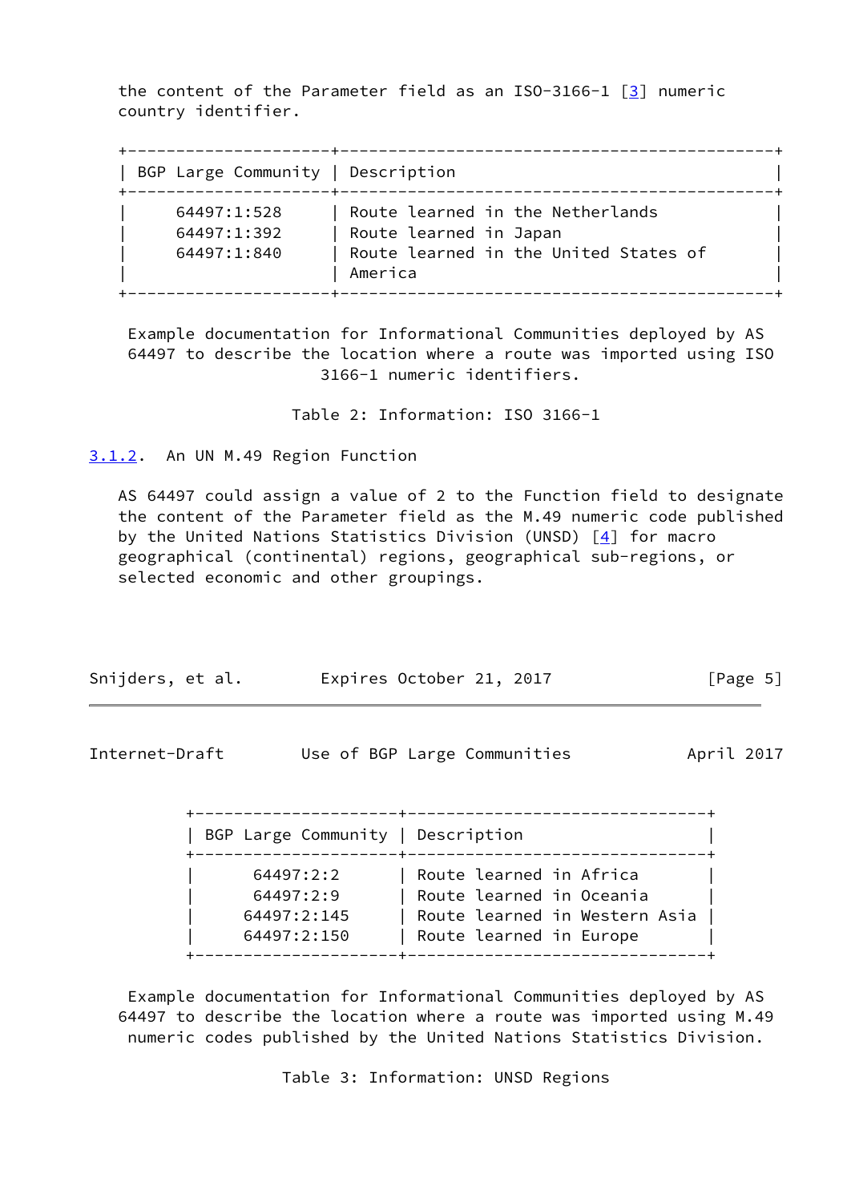the content of the Parameter field as an ISO-3166-1 [3] numeric country identifier.

| BGP Large Community | Description |
|---|---|
| 64497:1:528 | Route learned in the Netherlands |
| 64497:1:392 | Route learned in Japan |
| 64497:1:840 | Route learned in the United States of America |

Example documentation for Informational Communities deployed by AS 64497 to describe the location where a route was imported using ISO 3166-1 numeric identifiers.

Table 2: Information: ISO 3166-1

### 3.1.2. An UN M.49 Region Function

AS 64497 could assign a value of 2 to the Function field to designate the content of the Parameter field as the M.49 numeric code published by the United Nations Statistics Division (UNSD) [4] for macro geographical (continental) regions, geographical sub-regions, or selected economic and other groupings.

| BGP Large Community | Description |
|---|---|
| 64497:2:2 | Route learned in Africa |
| 64497:2:9 | Route learned in Oceania |
| 64497:2:145 | Route learned in Western Asia |
| 64497:2:150 | Route learned in Europe |

Example documentation for Informational Communities deployed by AS 64497 to describe the location where a route was imported using M.49 numeric codes published by the United Nations Statistics Division.

Table 3: Information: UNSD Regions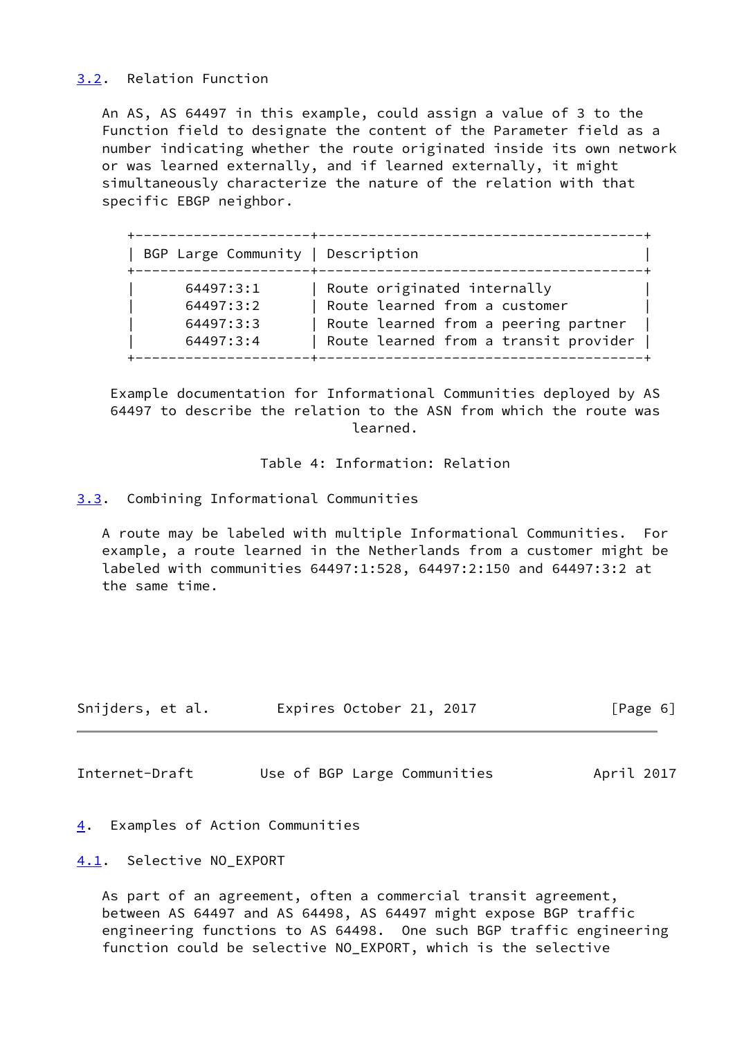### 3.2. Relation Function

An AS, AS 64497 in this example, could assign a value of 3 to the Function field to designate the content of the Parameter field as a number indicating whether the route originated inside its own network or was learned externally, and if learned externally, it might simultaneously characterize the nature of the relation with that specific EBGP neighbor.

| BGP Large Community | Description |
| --- | --- |
| 64497:3:1 | Route originated internally |
| 64497:3:2 | Route learned from a customer |
| 64497:3:3 | Route learned from a peering partner |
| 64497:3:4 | Route learned from a transit provider |

Example documentation for Informational Communities deployed by AS 64497 to describe the relation to the ASN from which the route was learned.

Table 4: Information: Relation

### 3.3. Combining Informational Communities

A route may be labeled with multiple Informational Communities. For example, a route learned in the Netherlands from a customer might be labeled with communities 64497:1:528, 64497:2:150 and 64497:3:2 at the same time.

## 4. Examples of Action Communities

### 4.1. Selective NO_EXPORT

As part of an agreement, often a commercial transit agreement, between AS 64497 and AS 64498, AS 64497 might expose BGP traffic engineering functions to AS 64498. One such BGP traffic engineering function could be selective NO_EXPORT, which is the selective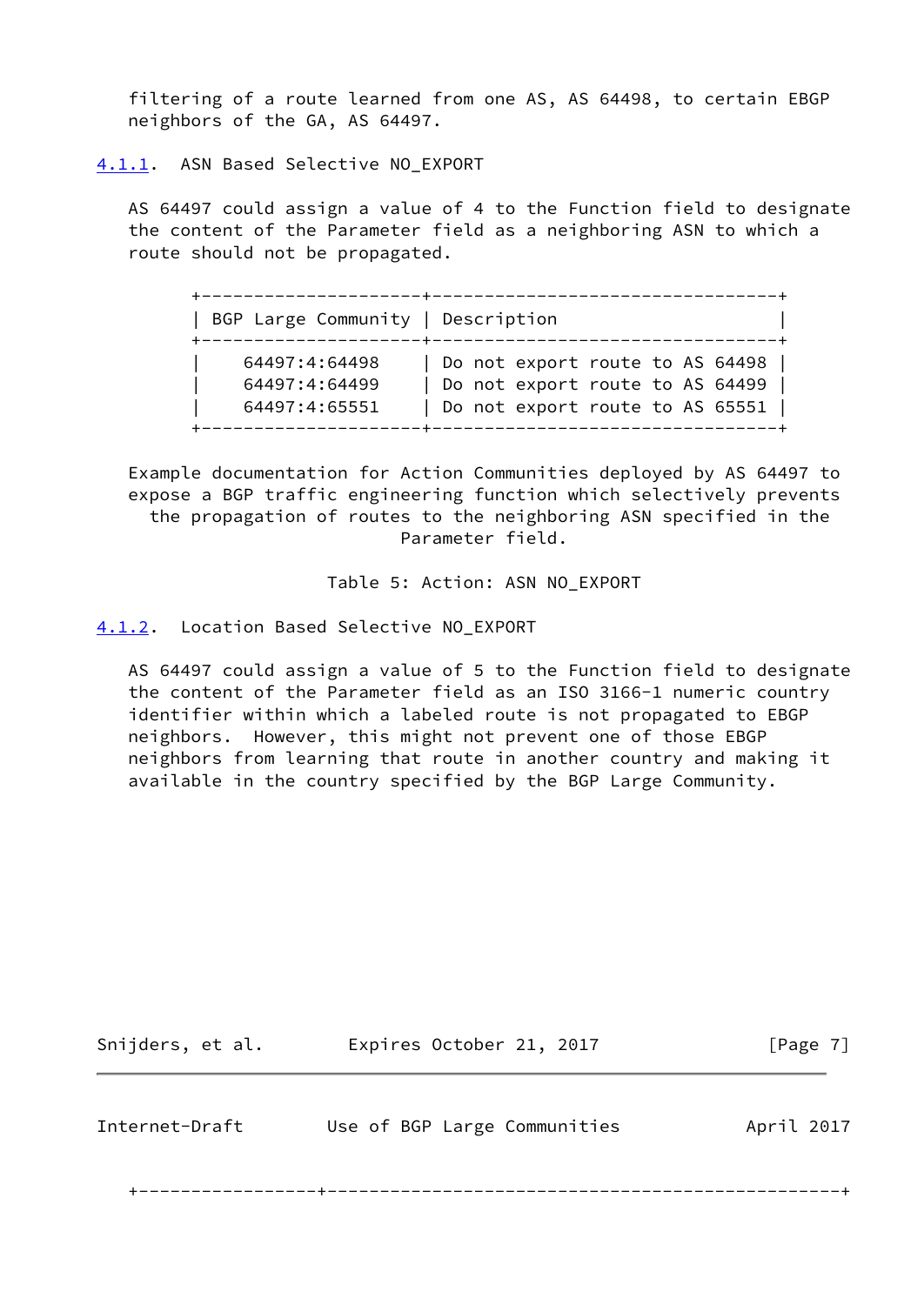filtering of a route learned from one AS, AS 64498, to certain EBGP neighbors of the GA, AS 64497.

### 4.1.1. ASN Based Selective NO_EXPORT

AS 64497 could assign a value of 4 to the Function field to designate the content of the Parameter field as a neighboring ASN to which a route should not be propagated.

| BGP Large Community | Description |
| --- | --- |
| 64497:4:64498 | Do not export route to AS 64498 |
| 64497:4:64499 | Do not export route to AS 64499 |
| 64497:4:65551 | Do not export route to AS 65551 |

Example documentation for Action Communities deployed by AS 64497 to expose a BGP traffic engineering function which selectively prevents the propagation of routes to the neighboring ASN specified in the Parameter field.

Table 5: Action: ASN NO_EXPORT

### 4.1.2. Location Based Selective NO_EXPORT

AS 64497 could assign a value of 5 to the Function field to designate the content of the Parameter field as an ISO 3166-1 numeric country identifier within which a labeled route is not propagated to EBGP neighbors. However, this might not prevent one of those EBGP neighbors from learning that route in another country and making it available in the country specified by the BGP Large Community.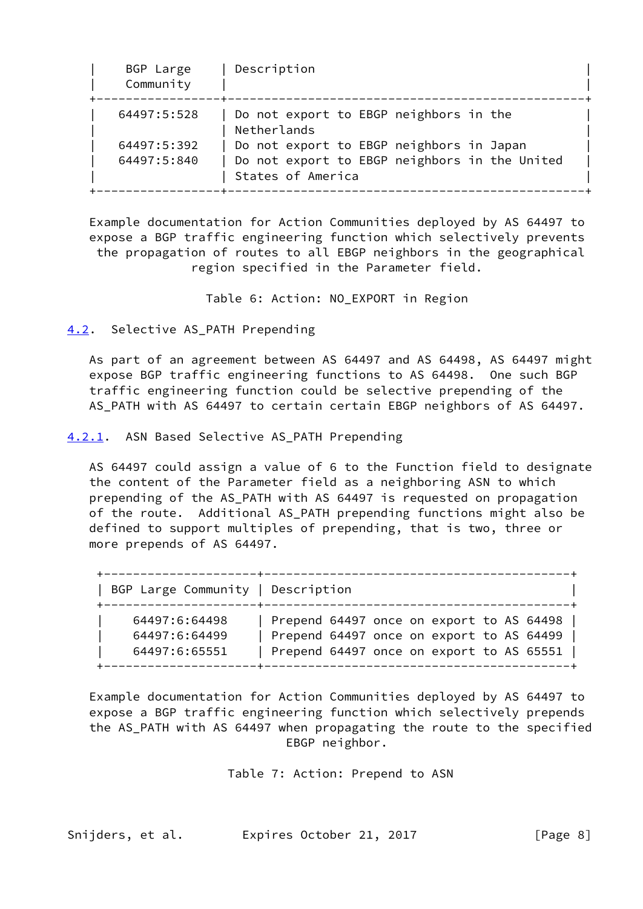| BGP Large Community | Description |
|---|---|
| 64497:5:528 | Do not export to EBGP neighbors in the Netherlands |
| 64497:5:392 | Do not export to EBGP neighbors in Japan |
| 64497:5:840 | Do not export to EBGP neighbors in the United States of America |

Example documentation for Action Communities deployed by AS 64497 to expose a BGP traffic engineering function which selectively prevents the propagation of routes to all EBGP neighbors in the geographical region specified in the Parameter field.

Table 6: Action: NO_EXPORT in Region

## 4.2. Selective AS_PATH Prepending

As part of an agreement between AS 64497 and AS 64498, AS 64497 might expose BGP traffic engineering functions to AS 64498. One such BGP traffic engineering function could be selective prepending of the AS_PATH with AS 64497 to certain certain EBGP neighbors of AS 64497.

### 4.2.1. ASN Based Selective AS_PATH Prepending

AS 64497 could assign a value of 6 to the Function field to designate the content of the Parameter field as a neighboring ASN to which prepending of the AS_PATH with AS 64497 is requested on propagation of the route. Additional AS_PATH prepending functions might also be defined to support multiples of prepending, that is two, three or more prepends of AS 64497.

| BGP Large Community | Description |
|---|---|
| 64497:6:64498 | Prepend 64497 once on export to AS 64498 |
| 64497:6:64499 | Prepend 64497 once on export to AS 64499 |
| 64497:6:65551 | Prepend 64497 once on export to AS 65551 |

Example documentation for Action Communities deployed by AS 64497 to expose a BGP traffic engineering function which selectively prepends the AS_PATH with AS 64497 when propagating the route to the specified EBGP neighbor.

Table 7: Action: Prepend to ASN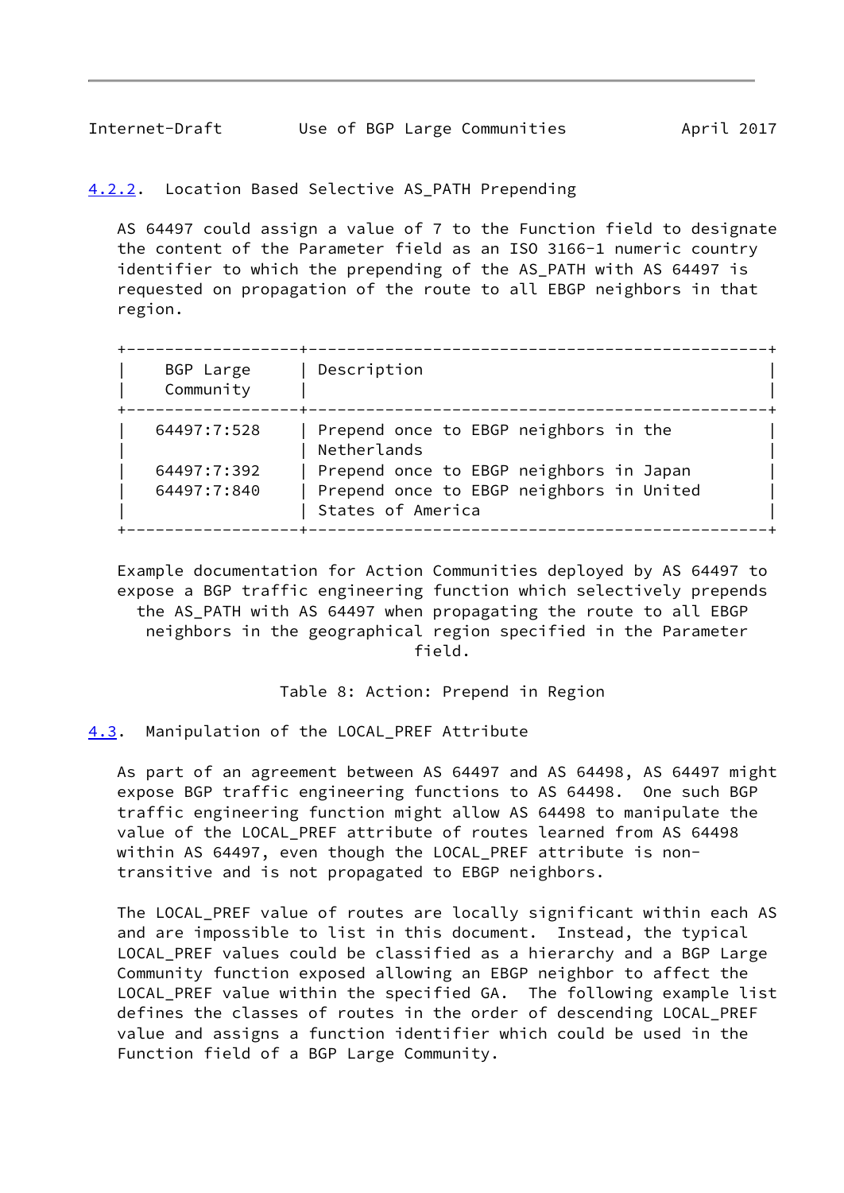### 4.2.2. Location Based Selective AS_PATH Prepending

AS 64497 could assign a value of 7 to the Function field to designate the content of the Parameter field as an ISO 3166-1 numeric country identifier to which the prepending of the AS_PATH with AS 64497 is requested on propagation of the route to all EBGP neighbors in that region.

| BGP Large Community | Description |
| --- | --- |
| 64497:7:528 | Prepend once to EBGP neighbors in the Netherlands |
| 64497:7:392 | Prepend once to EBGP neighbors in Japan |
| 64497:7:840 | Prepend once to EBGP neighbors in United States of America |

Example documentation for Action Communities deployed by AS 64497 to expose a BGP traffic engineering function which selectively prepends the AS_PATH with AS 64497 when propagating the route to all EBGP neighbors in the geographical region specified in the Parameter field.

Table 8: Action: Prepend in Region

## 4.3. Manipulation of the LOCAL_PREF Attribute

As part of an agreement between AS 64497 and AS 64498, AS 64497 might expose BGP traffic engineering functions to AS 64498. One such BGP traffic engineering function might allow AS 64498 to manipulate the value of the LOCAL_PREF attribute of routes learned from AS 64498 within AS 64497, even though the LOCAL_PREF attribute is non-transitive and is not propagated to EBGP neighbors.

The LOCAL_PREF value of routes are locally significant within each AS and are impossible to list in this document. Instead, the typical LOCAL_PREF values could be classified as a hierarchy and a BGP Large Community function exposed allowing an EBGP neighbor to affect the LOCAL_PREF value within the specified GA. The following example list defines the classes of routes in the order of descending LOCAL_PREF value and assigns a function identifier which could be used in the Function field of a BGP Large Community.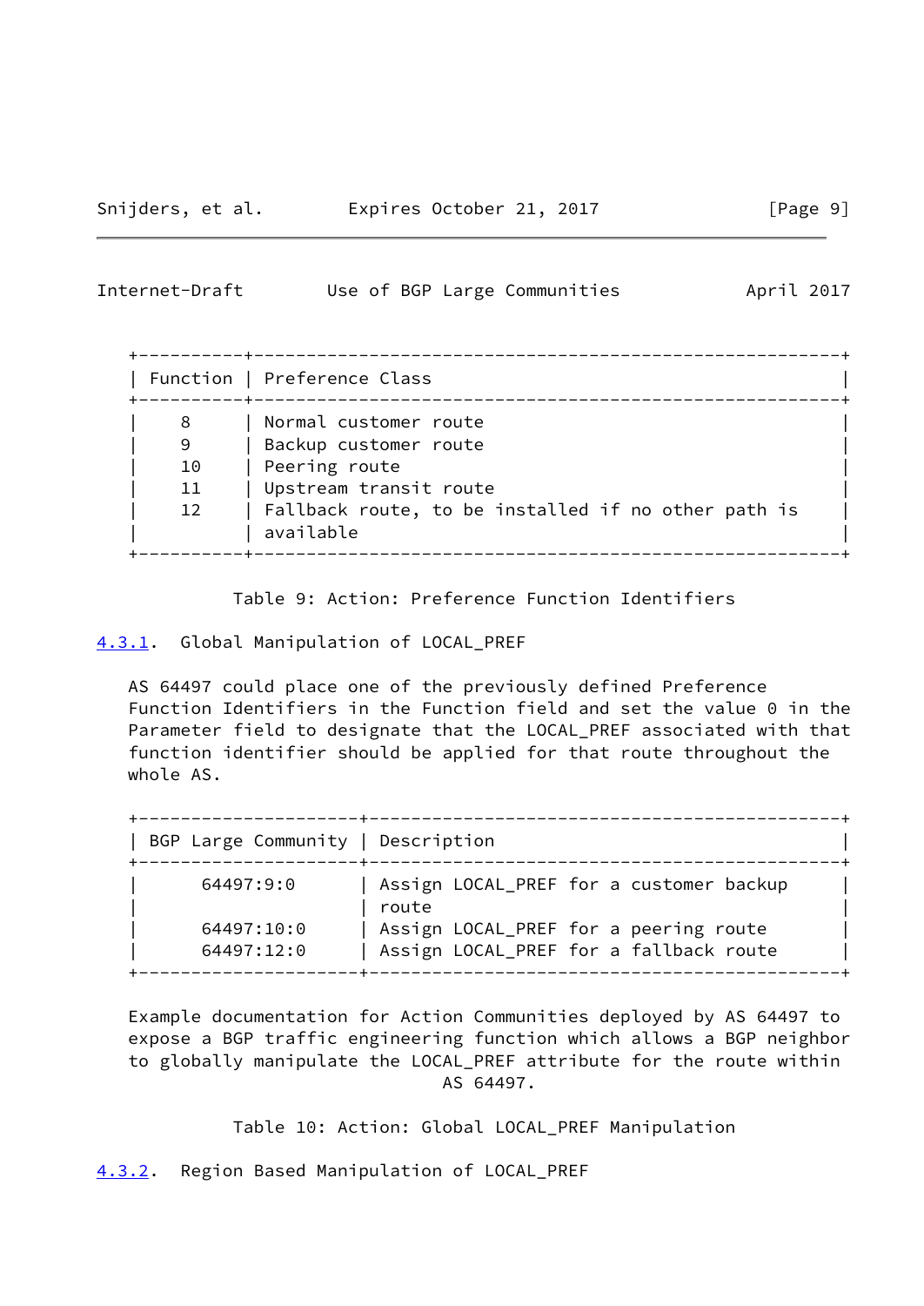| Function | Preference Class |
|---|---|
| 8 | Normal customer route |
| 9 | Backup customer route |
| 10 | Peering route |
| 11 | Upstream transit route |
| 12 | Fallback route, to be installed if no other path is available |

Table 9: Action: Preference Function Identifiers

### 4.3.1. Global Manipulation of LOCAL_PREF

AS 64497 could place one of the previously defined Preference Function Identifiers in the Function field and set the value 0 in the Parameter field to designate that the LOCAL_PREF associated with that function identifier should be applied for that route throughout the whole AS.

| BGP Large Community | Description |
|---|---|
| 64497:9:0 | Assign LOCAL_PREF for a customer backup route |
| 64497:10:0 | Assign LOCAL_PREF for a peering route |
| 64497:12:0 | Assign LOCAL_PREF for a fallback route |

Example documentation for Action Communities deployed by AS 64497 to expose a BGP traffic engineering function which allows a BGP neighbor to globally manipulate the LOCAL_PREF attribute for the route within AS 64497.

Table 10: Action: Global LOCAL_PREF Manipulation

### 4.3.2. Region Based Manipulation of LOCAL_PREF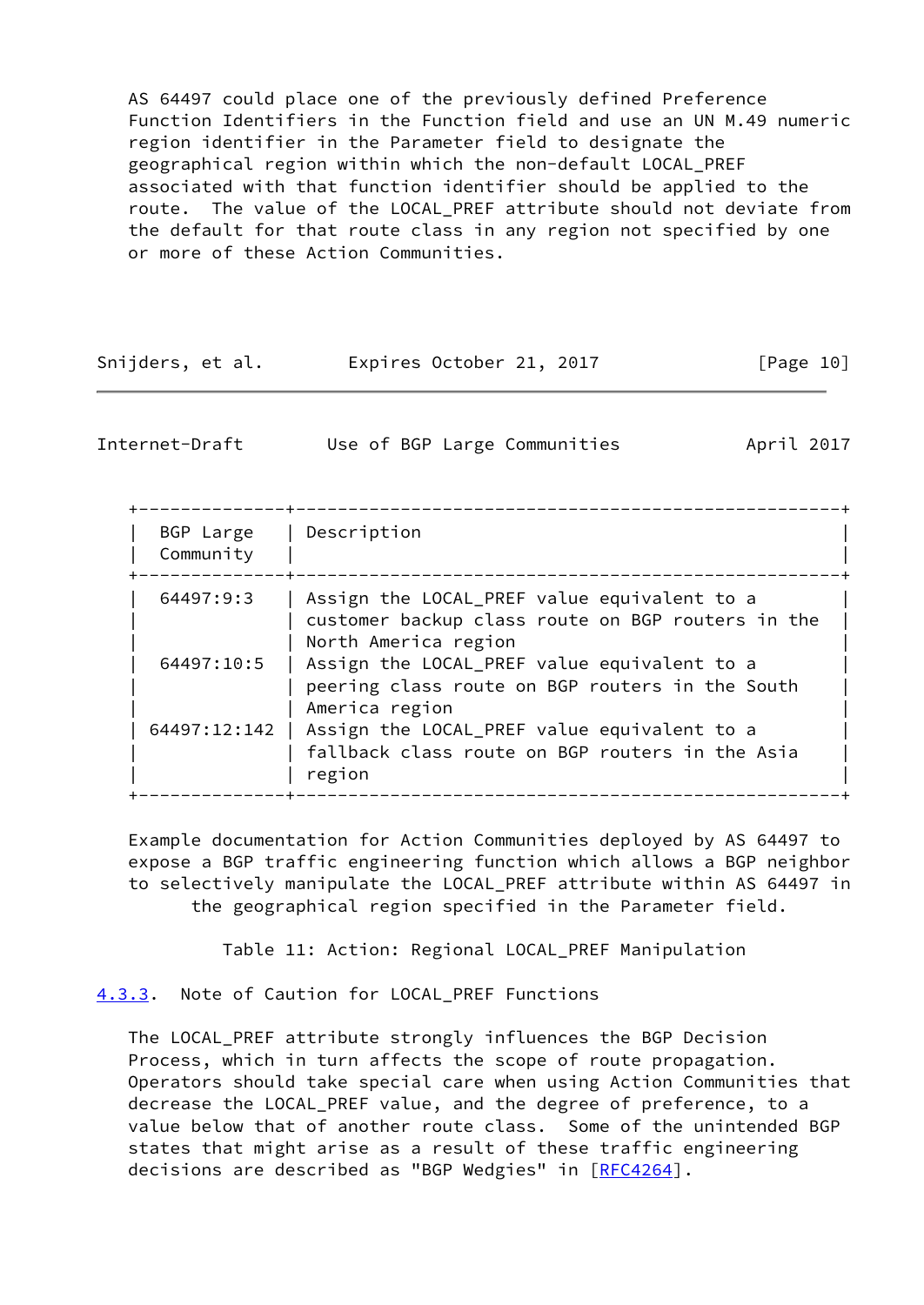AS 64497 could place one of the previously defined Preference Function Identifiers in the Function field and use an UN M.49 numeric region identifier in the Parameter field to designate the geographical region within which the non-default LOCAL_PREF associated with that function identifier should be applied to the route. The value of the LOCAL_PREF attribute should not deviate from the default for that route class in any region not specified by one or more of these Action Communities.

| BGP Large Community | Description |
|---|---|
| 64497:9:3 | Assign the LOCAL_PREF value equivalent to a customer backup class route on BGP routers in the North America region |
| 64497:10:5 | Assign the LOCAL_PREF value equivalent to a peering class route on BGP routers in the South America region |
| 64497:12:142 | Assign the LOCAL_PREF value equivalent to a fallback class route on BGP routers in the Asia region |

Example documentation for Action Communities deployed by AS 64497 to expose a BGP traffic engineering function which allows a BGP neighbor to selectively manipulate the LOCAL_PREF attribute within AS 64497 in the geographical region specified in the Parameter field.

Table 11: Action: Regional LOCAL_PREF Manipulation

### 4.3.3. Note of Caution for LOCAL_PREF Functions

The LOCAL_PREF attribute strongly influences the BGP Decision Process, which in turn affects the scope of route propagation. Operators should take special care when using Action Communities that decrease the LOCAL_PREF value, and the degree of preference, to a value below that of another route class. Some of the unintended BGP states that might arise as a result of these traffic engineering decisions are described as "BGP Wedgies" in [RFC4264].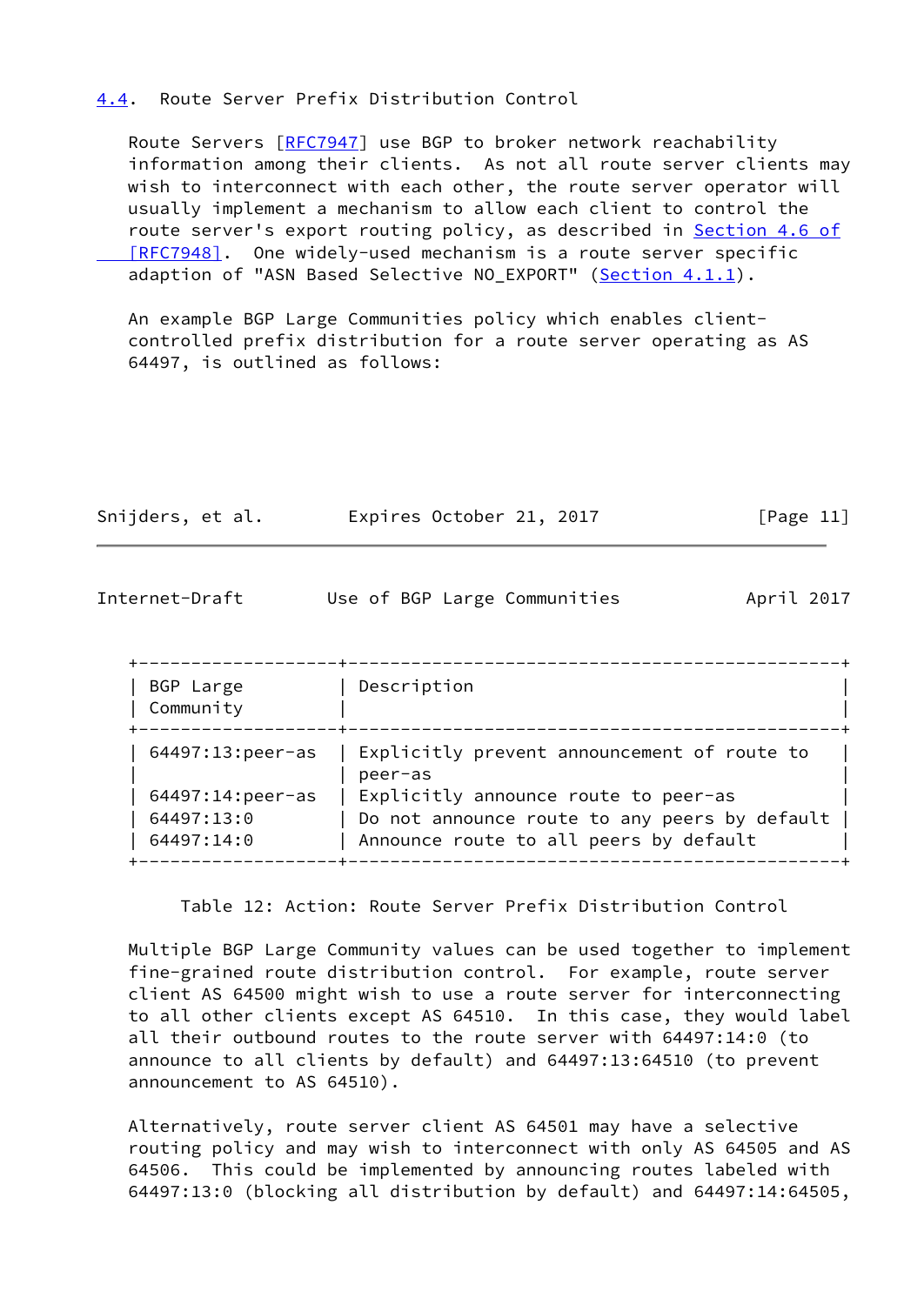## 4.4. Route Server Prefix Distribution Control

Route Servers [RFC7947] use BGP to broker network reachability information among their clients. As not all route server clients may wish to interconnect with each other, the route server operator will usually implement a mechanism to allow each client to control the route server's export routing policy, as described in Section 4.6 of [RFC7948]. One widely-used mechanism is a route server specific adaption of "ASN Based Selective NO_EXPORT" (Section 4.1.1).

An example BGP Large Communities policy which enables client-controlled prefix distribution for a route server operating as AS 64497, is outlined as follows:

| BGP Large Community | Description |
|---|---|
| 64497:13:peer-as | Explicitly prevent announcement of route to peer-as |
| 64497:14:peer-as | Explicitly announce route to peer-as |
| 64497:13:0 | Do not announce route to any peers by default |
| 64497:14:0 | Announce route to all peers by default |

Table 12: Action: Route Server Prefix Distribution Control

Multiple BGP Large Community values can be used together to implement fine-grained route distribution control. For example, route server client AS 64500 might wish to use a route server for interconnecting to all other clients except AS 64510. In this case, they would label all their outbound routes to the route server with 64497:14:0 (to announce to all clients by default) and 64497:13:64510 (to prevent announcement to AS 64510).

Alternatively, route server client AS 64501 may have a selective routing policy and may wish to interconnect with only AS 64505 and AS 64506. This could be implemented by announcing routes labeled with 64497:13:0 (blocking all distribution by default) and 64497:14:64505,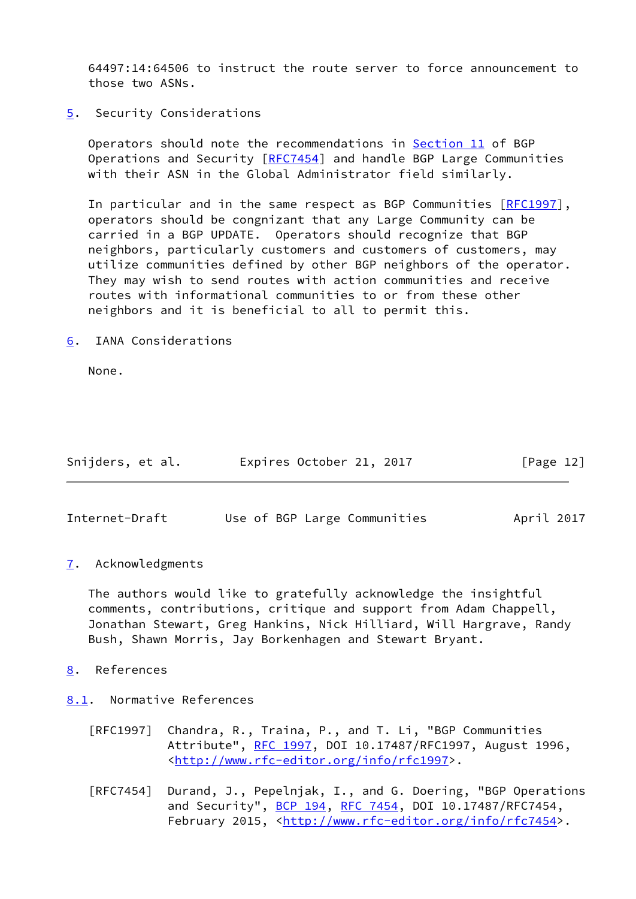64497:14:64506 to instruct the route server to force announcement to those two ASNs.

## 5. Security Considerations

Operators should note the recommendations in Section 11 of BGP Operations and Security [RFC7454] and handle BGP Large Communities with their ASN in the Global Administrator field similarly.

In particular and in the same respect as BGP Communities [RFC1997], operators should be congnizant that any Large Community can be carried in a BGP UPDATE. Operators should recognize that BGP neighbors, particularly customers and customers of customers, may utilize communities defined by other BGP neighbors of the operator. They may wish to send routes with action communities and receive routes with informational communities to or from these other neighbors and it is beneficial to all to permit this.

## 6. IANA Considerations

None.

## 7. Acknowledgments

The authors would like to gratefully acknowledge the insightful comments, contributions, critique and support from Adam Chappell, Jonathan Stewart, Greg Hankins, Nick Hilliard, Will Hargrave, Randy Bush, Shawn Morris, Jay Borkenhagen and Stewart Bryant.

## 8. References

### 8.1. Normative References

[RFC1997] Chandra, R., Traina, P., and T. Li, "BGP Communities Attribute", RFC 1997, DOI 10.17487/RFC1997, August 1996, <http://www.rfc-editor.org/info/rfc1997>.

[RFC7454] Durand, J., Pepelnjak, I., and G. Doering, "BGP Operations and Security", BCP 194, RFC 7454, DOI 10.17487/RFC7454, February 2015, <http://www.rfc-editor.org/info/rfc7454>.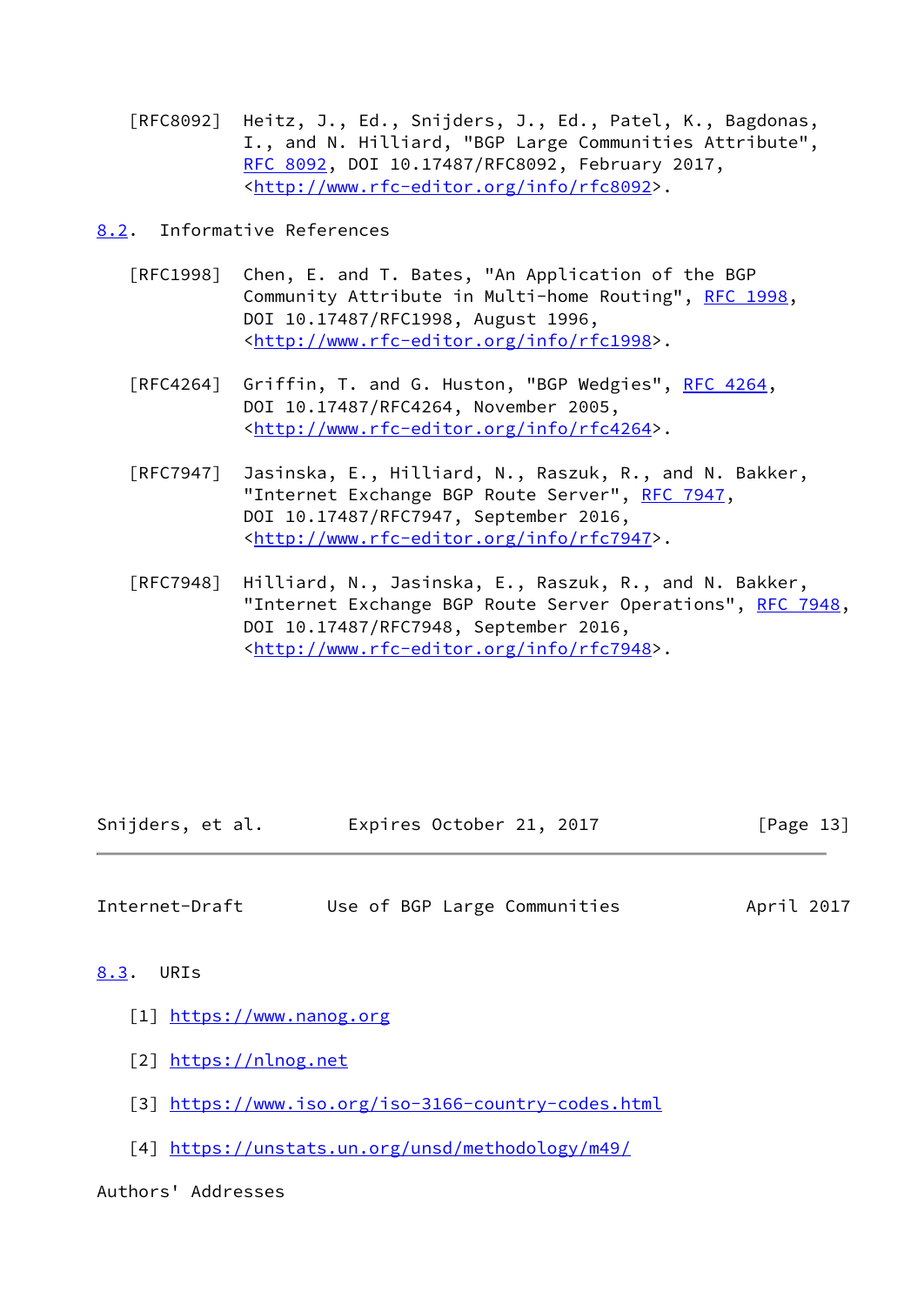[RFC8092] Heitz, J., Ed., Snijders, J., Ed., Patel, K., Bagdonas, I., and N. Hilliard, "BGP Large Communities Attribute", RFC 8092, DOI 10.17487/RFC8092, February 2017, <http://www.rfc-editor.org/info/rfc8092>.

## 8.2. Informative References

[RFC1998] Chen, E. and T. Bates, "An Application of the BGP Community Attribute in Multi-home Routing", RFC 1998, DOI 10.17487/RFC1998, August 1996, <http://www.rfc-editor.org/info/rfc1998>.

[RFC4264] Griffin, T. and G. Huston, "BGP Wedgies", RFC 4264, DOI 10.17487/RFC4264, November 2005, <http://www.rfc-editor.org/info/rfc4264>.

[RFC7947] Jasinska, E., Hilliard, N., Raszuk, R., and N. Bakker, "Internet Exchange BGP Route Server", RFC 7947, DOI 10.17487/RFC7947, September 2016, <http://www.rfc-editor.org/info/rfc7947>.

[RFC7948] Hilliard, N., Jasinska, E., Raszuk, R., and N. Bakker, "Internet Exchange BGP Route Server Operations", RFC 7948, DOI 10.17487/RFC7948, September 2016, <http://www.rfc-editor.org/info/rfc7948>.

## 8.3. URIs

[1] https://www.nanog.org

[2] https://nlnog.net

[3] https://www.iso.org/iso-3166-country-codes.html

[4] https://unstats.un.org/unsd/methodology/m49/

Authors' Addresses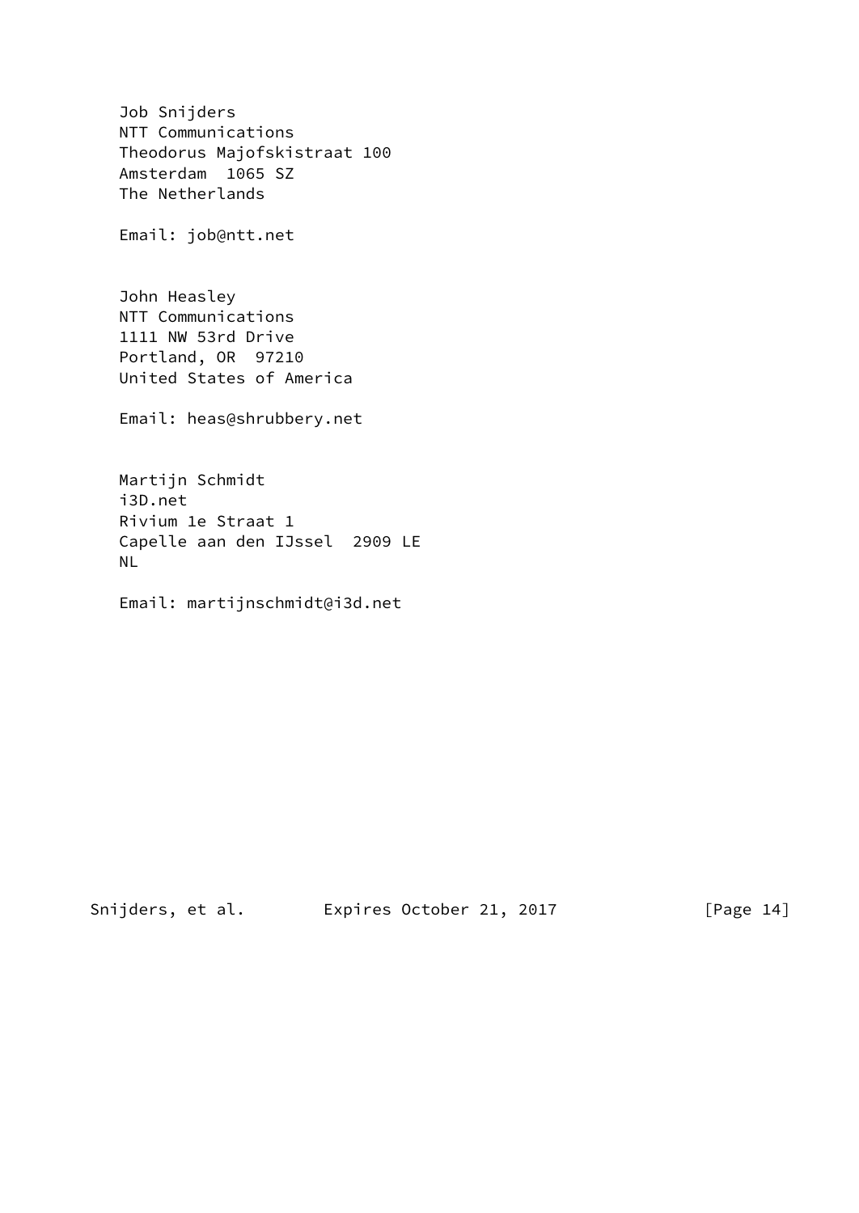Job Snijders
NTT Communications
Theodorus Majofskistraat 100
Amsterdam  1065 SZ
The Netherlands

Email: job@ntt.net

John Heasley
NTT Communications
1111 NW 53rd Drive
Portland, OR  97210
United States of America

Email: heas@shrubbery.net

Martijn Schmidt
i3D.net
Rivium 1e Straat 1
Capelle aan den IJssel  2909 LE
NL

Email: martijnschmidt@i3d.net